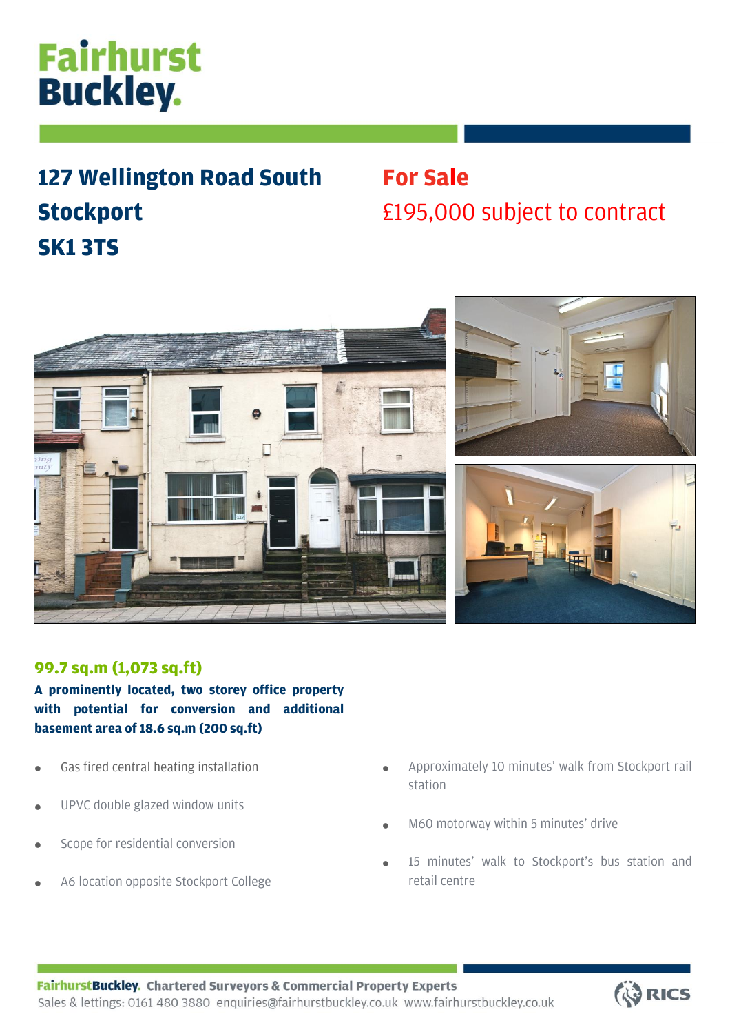# Fairhurst Buckley.

## 127 Wellington Road South
## Stockport
## SK1 3TS

## For Sale

£195,000 subject to contract

### 99.7 sq.m (1,073 sq.ft)

**A prominently located, two storey office property with potential for conversion and additional basement area of 18.6 sq.m (200 sq.ft)**

- Gas fired central heating installation
- UPVC double glazed window units
- Scope for residential conversion
- A6 location opposite Stockport College
- Approximately 10 minutes' walk from Stockport rail station
- M60 motorway within 5 minutes' drive
- 15 minutes' walk to Stockport's bus station and retail centre

**FairhurstBuckley. Chartered Surveyors & Commercial Property Experts**
Sales & lettings: 0161 480 3880 enquiries@fairhurstbuckley.co.uk www.fairhurstbuckley.co.uk

RICS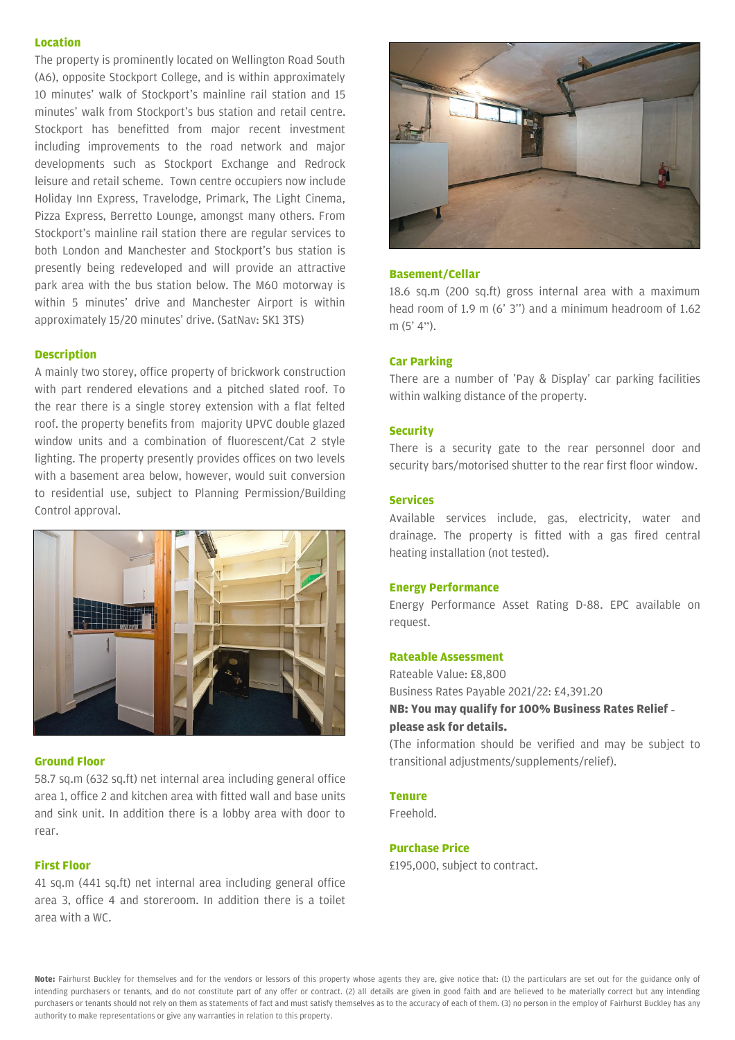### Location

The property is prominently located on Wellington Road South (A6), opposite Stockport College, and is within approximately 10 minutes' walk of Stockport's mainline rail station and 15 minutes' walk from Stockport's bus station and retail centre. Stockport has benefitted from major recent investment including improvements to the road network and major developments such as Stockport Exchange and Redrock leisure and retail scheme. Town centre occupiers now include Holiday Inn Express, Travelodge, Primark, The Light Cinema, Pizza Express, Berretto Lounge, amongst many others. From Stockport's mainline rail station there are regular services to both London and Manchester and Stockport's bus station is presently being redeveloped and will provide an attractive park area with the bus station below. The M60 motorway is within 5 minutes' drive and Manchester Airport is within approximately 15/20 minutes' drive. (SatNav: SK1 3TS)

### Description

A mainly two storey, office property of brickwork construction with part rendered elevations and a pitched slated roof. To the rear there is a single storey extension with a flat felted roof. the property benefits from majority UPVC double glazed window units and a combination of fluorescent/Cat 2 style lighting. The property presently provides offices on two levels with a basement area below, however, would suit conversion to residential use, subject to Planning Permission/Building Control approval.

### Ground Floor

58.7 sq.m (632 sq.ft) net internal area including general office area 1, office 2 and kitchen area with fitted wall and base units and sink unit. In addition there is a lobby area with door to rear.

### First Floor

41 sq.m (441 sq.ft) net internal area including general office area 3, office 4 and storeroom. In addition there is a toilet area with a WC.

### Basement/Cellar

18.6 sq.m (200 sq.ft) gross internal area with a maximum head room of 1.9 m (6' 3'') and a minimum headroom of 1.62 m (5' 4'').

### Car Parking

There are a number of 'Pay & Display' car parking facilities within walking distance of the property.

### Security

There is a security gate to the rear personnel door and security bars/motorised shutter to the rear first floor window.

### Services

Available services include, gas, electricity, water and drainage. The property is fitted with a gas fired central heating installation (not tested).

### Energy Performance

Energy Performance Asset Rating D-88. EPC available on request.

### Rateable Assessment

Rateable Value: £8,800

Business Rates Payable 2021/22: £4,391.20

**NB: You may qualify for 100% Business Rates Relief - please ask for details.**

(The information should be verified and may be subject to transitional adjustments/supplements/relief).

### Tenure

Freehold.

### Purchase Price

£195,000, subject to contract.

**Note:** Fairhurst Buckley for themselves and for the vendors or lessors of this property whose agents they are, give notice that: (1) the particulars are set out for the guidance only of intending purchasers or tenants, and do not constitute part of any offer or contract. (2) all details are given in good faith and are believed to be materially correct but any intending purchasers or tenants should not rely on them as statements of fact and must satisfy themselves as to the accuracy of each of them. (3) no person in the employ of Fairhurst Buckley has any authority to make representations or give any warranties in relation to this property.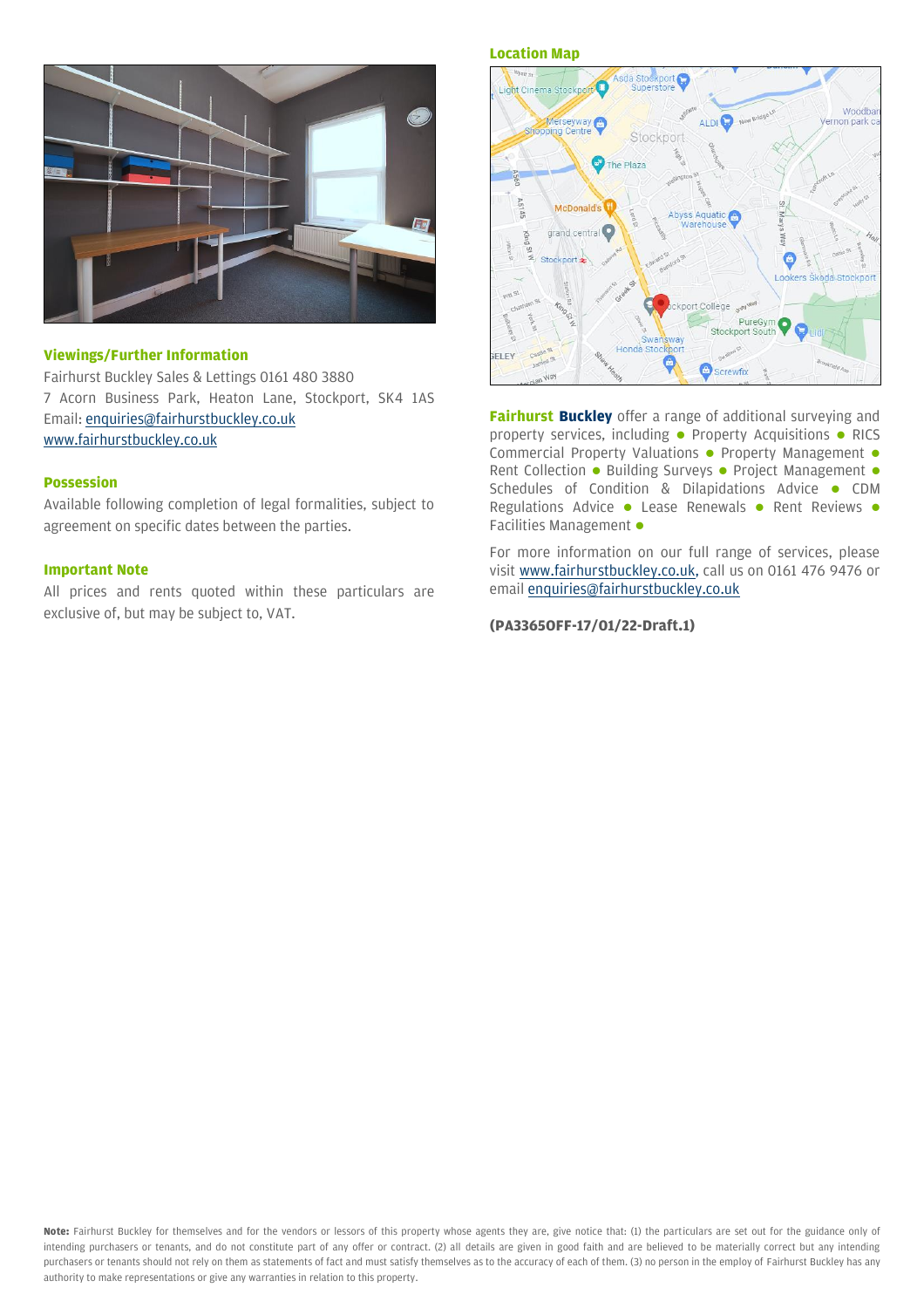## Viewings/Further Information

Fairhurst Buckley Sales & Lettings 0161 480 3880
7 Acorn Business Park, Heaton Lane, Stockport, SK4 1AS
Email: enquiries@fairhurstbuckley.co.uk
www.fairhurstbuckley.co.uk

## Possession

Available following completion of legal formalities, subject to agreement on specific dates between the parties.

## Important Note

All prices and rents quoted within these particulars are exclusive of, but may be subject to, VAT.

## Location Map

**Fairhurst Buckley** offer a range of additional surveying and property services, including ● Property Acquisitions ● RICS Commercial Property Valuations ● Property Management ● Rent Collection ● Building Surveys ● Project Management ● Schedules of Condition & Dilapidations Advice ● CDM Regulations Advice ● Lease Renewals ● Rent Reviews ● Facilities Management ●

For more information on our full range of services, please visit www.fairhurstbuckley.co.uk, call us on 0161 476 9476 or email enquiries@fairhurstbuckley.co.uk

**(PA3365OFF-17/01/22-Draft.1)**

**Note:** Fairhurst Buckley for themselves and for the vendors or lessors of this property whose agents they are, give notice that: (1) the particulars are set out for the guidance only of intending purchasers or tenants, and do not constitute part of any offer or contract. (2) all details are given in good faith and are believed to be materially correct but any intending purchasers or tenants should not rely on them as statements of fact and must satisfy themselves as to the accuracy of each of them. (3) no person in the employ of Fairhurst Buckley has any authority to make representations or give any warranties in relation to this property.